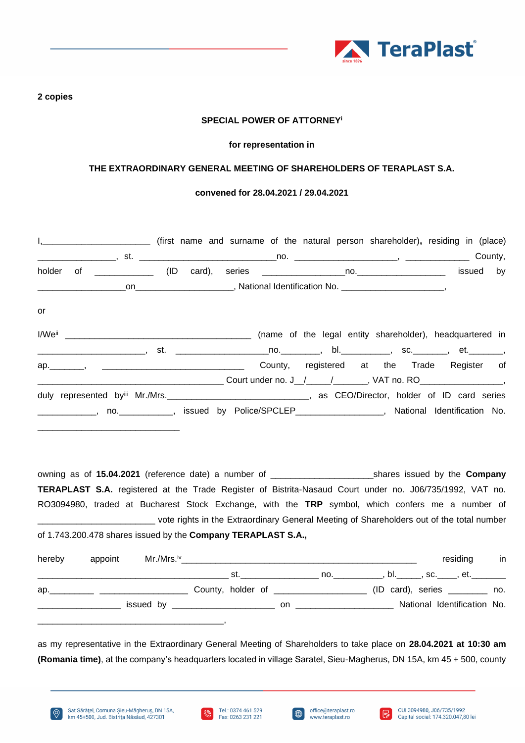**2 copies**

**SPECIAL POWER OF ATTORNEY[i]**

**for representation in**

**THE EXTRAORDINARY GENERAL MEETING OF SHAREHOLDERS OF TERAPLAST S.A.**

**convened for 28.04.2021 / 29.04.2021**

I,______________________ (first name and surname of the natural person shareholder), residing in (place) _______________, st. ____________________________no. ____________________, ____________ County, holder of ___________ (ID card), series ________________no._________________ issued by __________________on____________________, National Identification No. _____________________,

or

I/We[ii] ______________________________________ (name of the legal entity shareholder), headquartered in _____________________, st. __________________no._______, bl.__________, sc._______, et._______, ap._______, _____________________________ County, registered at the Trade Register of ______________________________________ Court under no. J__/_____/_______, VAT no. RO_________________, duly represented by[iii] Mr./Mrs.____________________________, as CEO/Director, holder of ID card series ___________, no.___________, issued by Police/SPCLEP_________________, National Identification No. _____________________________

owning as of **15.04.2021** (reference date) a number of ____________________shares issued by the **Company TERAPLAST S.A.** registered at the Trade Register of Bistrita-Nasaud Court under no. J06/735/1992, VAT no. RO3094980, traded at Bucharest Stock Exchange, with the **TRP** symbol, which confers me a number of _______________________ vote rights in the Extraordinary General Meeting of Shareholders out of the total number of 1.743.200.478 shares issued by the **Company TERAPLAST S.A.,**

hereby appoint Mr./Mrs.[iv]_______________________________________________ residing in _______________________________________ st._______________ no.__________, bl._____, sc.____, et._______ ap._________ _________________ County, holder of ___________________ (ID card), series ________ no. ________________ issued by _____________________ on ____________________ National Identification No. ______________________________________,

as my representative in the Extraordinary General Meeting of Shareholders to take place on **28.04.2021 at 10:30 am (Romania time)**, at the company's headquarters located in village Saratel, Sieu-Magherus, DN 15A, km 45 + 500, county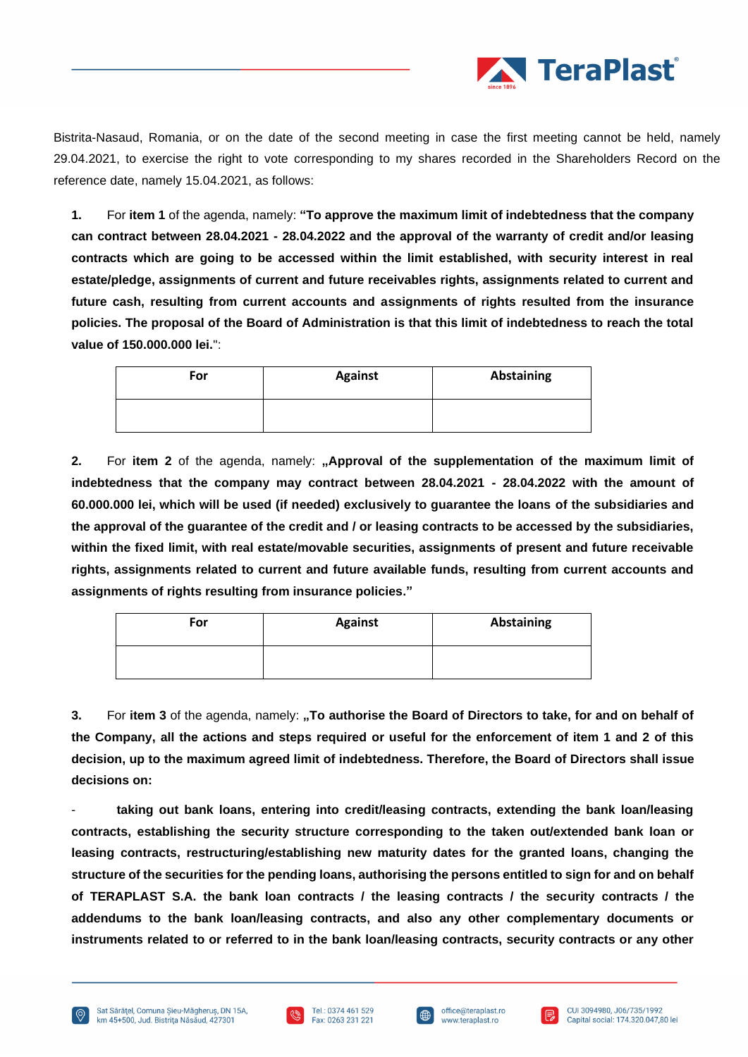Bistrita-Nasaud, Romania, or on the date of the second meeting in case the first meeting cannot be held, namely 29.04.2021, to exercise the right to vote corresponding to my shares recorded in the Shareholders Record on the reference date, namely 15.04.2021, as follows:

1. For **item 1** of the agenda, namely: **"To approve the maximum limit of indebtedness that the company can contract between 28.04.2021 - 28.04.2022 and the approval of the warranty of credit and/or leasing contracts which are going to be accessed within the limit established, with security interest in real estate/pledge, assignments of current and future receivables rights, assignments related to current and future cash, resulting from current accounts and assignments of rights resulted from the insurance policies. The proposal of the Board of Administration is that this limit of indebtedness to reach the total value of 150.000.000 lei.**":

| For | Against | Abstaining |
|---|---|---|
| | | |

2. For **item 2** of the agenda, namely: **„Approval of the supplementation of the maximum limit of indebtedness that the company may contract between 28.04.2021 - 28.04.2022 with the amount of 60.000.000 lei, which will be used (if needed) exclusively to guarantee the loans of the subsidiaries and the approval of the guarantee of the credit and / or leasing contracts to be accessed by the subsidiaries, within the fixed limit, with real estate/movable securities, assignments of present and future receivable rights, assignments related to current and future available funds, resulting from current accounts and assignments of rights resulting from insurance policies."**

| For | Against | Abstaining |
|---|---|---|
| | | |

3. For **item 3** of the agenda, namely: **„To authorise the Board of Directors to take, for and on behalf of the Company, all the actions and steps required or useful for the enforcement of item 1 and 2 of this decision, up to the maximum agreed limit of indebtedness. Therefore, the Board of Directors shall issue decisions on:**

- **taking out bank loans, entering into credit/leasing contracts, extending the bank loan/leasing contracts, establishing the security structure corresponding to the taken out/extended bank loan or leasing contracts, restructuring/establishing new maturity dates for the granted loans, changing the structure of the securities for the pending loans, authorising the persons entitled to sign for and on behalf of TERAPLAST S.A. the bank loan contracts / the leasing contracts / the security contracts / the addendums to the bank loan/leasing contracts, and also any other complementary documents or instruments related to or referred to in the bank loan/leasing contracts, security contracts or any other**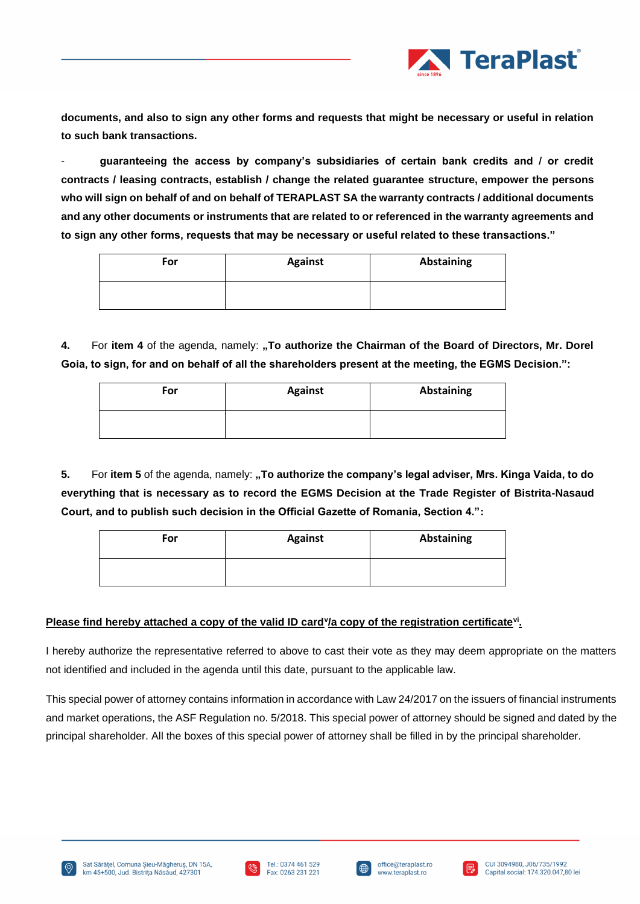**documents, and also to sign any other forms and requests that might be necessary or useful in relation to such bank transactions.**

- **guaranteeing the access by company's subsidiaries of certain bank credits and / or credit contracts / leasing contracts, establish / change the related guarantee structure, empower the persons who will sign on behalf of and on behalf of TERAPLAST SA the warranty contracts / additional documents and any other documents or instruments that are related to or referenced in the warranty agreements and to sign any other forms, requests that may be necessary or useful related to these transactions."**

| For | Against | Abstaining |
| --- | --- | --- |
| | | |

**4.** For **item 4** of the agenda, namely: **„To authorize the Chairman of the Board of Directors, Mr. Dorel Goia, to sign, for and on behalf of all the shareholders present at the meeting, the EGMS Decision.":**

| For | Against | Abstaining |
| --- | --- | --- |
| | | |

**5.** For **item 5** of the agenda, namely: **„To authorize the company's legal adviser, Mrs. Kinga Vaida, to do everything that is necessary as to record the EGMS Decision at the Trade Register of Bistrita-Nasaud Court, and to publish such decision in the Official Gazette of Romania, Section 4.":**

| For | Against | Abstaining |
| --- | --- | --- |
| | | |

**Please find hereby attached a copy of the valid ID card[v]/a copy of the registration certificate[vi].**

I hereby authorize the representative referred to above to cast their vote as they may deem appropriate on the matters not identified and included in the agenda until this date, pursuant to the applicable law.

This special power of attorney contains information in accordance with Law 24/2017 on the issuers of financial instruments and market operations, the ASF Regulation no. 5/2018. This special power of attorney should be signed and dated by the principal shareholder. All the boxes of this special power of attorney shall be filled in by the principal shareholder.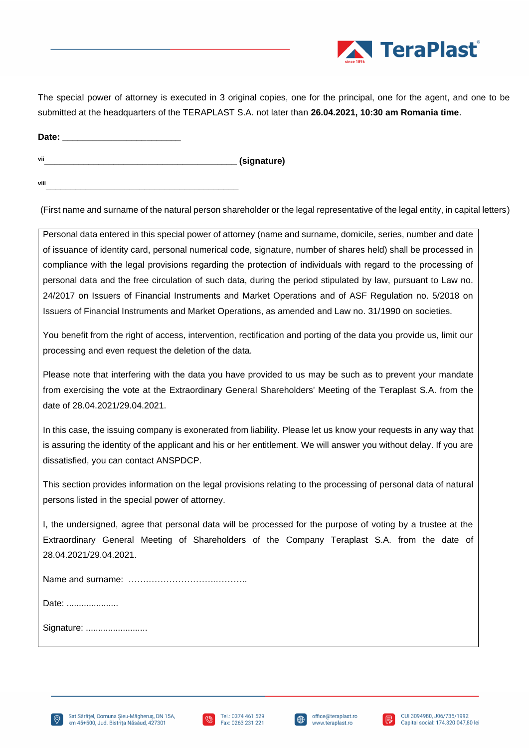The special power of attorney is executed in 3 original copies, one for the principal, one for the agent, and one to be submitted at the headquarters of the TERAPLAST S.A. not later than **26.04.2021, 10:30 am Romania time**.

**Date:** ________________________

[vii] __________________________________________ **(signature)**

[viii] __________________________________________

(First name and surname of the natural person shareholder or the legal representative of the legal entity, in capital letters)

Personal data entered in this special power of attorney (name and surname, domicile, series, number and date of issuance of identity card, personal numerical code, signature, number of shares held) shall be processed in compliance with the legal provisions regarding the protection of individuals with regard to the processing of personal data and the free circulation of such data, during the period stipulated by law, pursuant to Law no. 24/2017 on Issuers of Financial Instruments and Market Operations and of ASF Regulation no. 5/2018 on Issuers of Financial Instruments and Market Operations, as amended and Law no. 31/1990 on societies.

You benefit from the right of access, intervention, rectification and porting of the data you provide us, limit our processing and even request the deletion of the data.

Please note that interfering with the data you have provided to us may be such as to prevent your mandate from exercising the vote at the Extraordinary General Shareholders' Meeting of the Teraplast S.A. from the date of 28.04.2021/29.04.2021.

In this case, the issuing company is exonerated from liability. Please let us know your requests in any way that is assuring the identity of the applicant and his or her entitlement. We will answer you without delay. If you are dissatisfied, you can contact ANSPDCP.

This section provides information on the legal provisions relating to the processing of personal data of natural persons listed in the special power of attorney.

I, the undersigned, agree that personal data will be processed for the purpose of voting by a trustee at the Extraordinary General Meeting of Shareholders of the Company Teraplast S.A. from the date of 28.04.2021/29.04.2021.

Name and surname: ……………………….………..

Date: .....................

Signature: .........................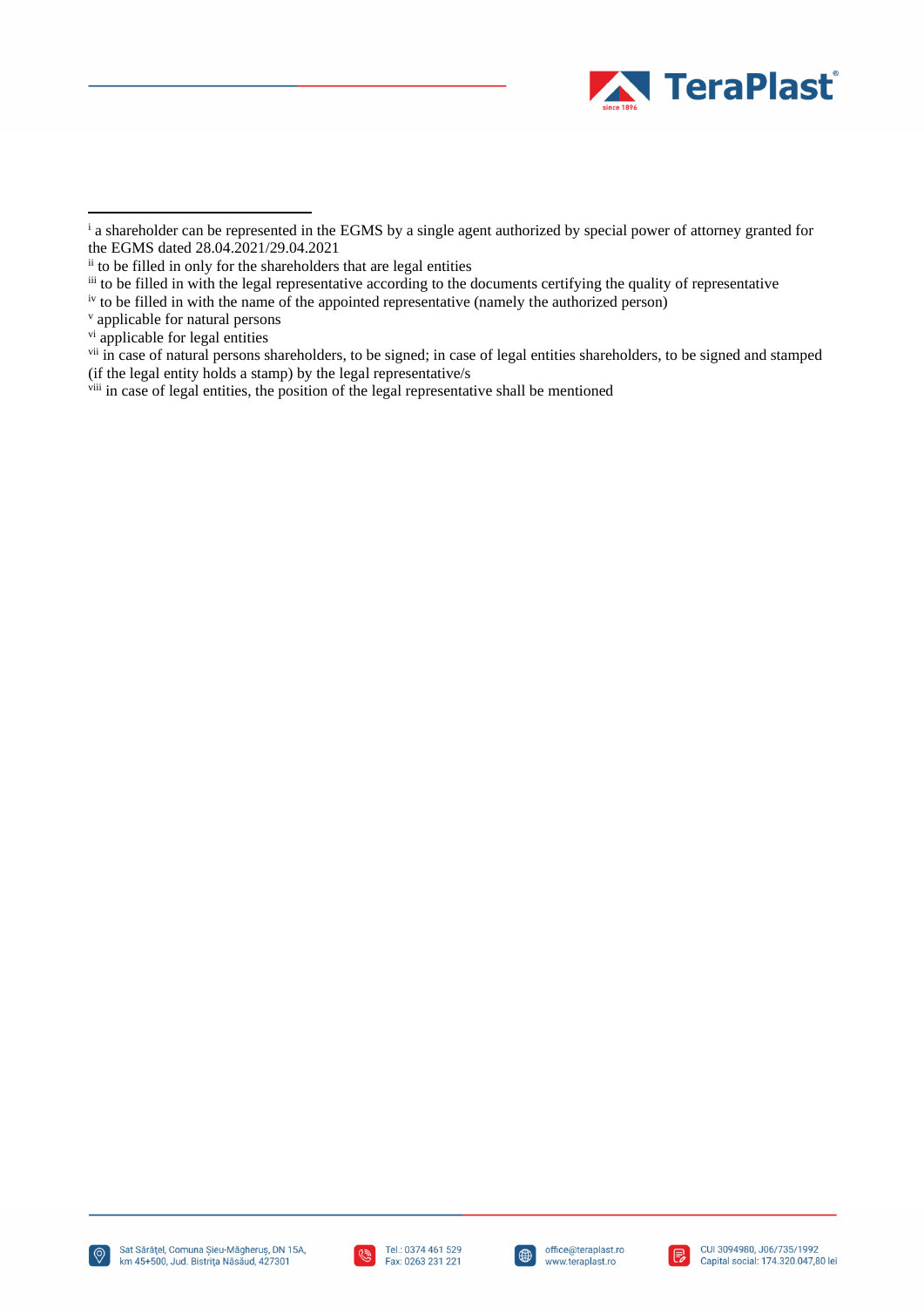[i] a shareholder can be represented in the EGMS by a single agent authorized by special power of attorney granted for the EGMS dated 28.04.2021/29.04.2021

[ii] to be filled in only for the shareholders that are legal entities

[iii] to be filled in with the legal representative according to the documents certifying the quality of representative

[iv] to be filled in with the name of the appointed representative (namely the authorized person)

[v] applicable for natural persons

[vi] applicable for legal entities

[vii] in case of natural persons shareholders, to be signed; in case of legal entities shareholders, to be signed and stamped (if the legal entity holds a stamp) by the legal representative/s

[viii] in case of legal entities, the position of the legal representative shall be mentioned